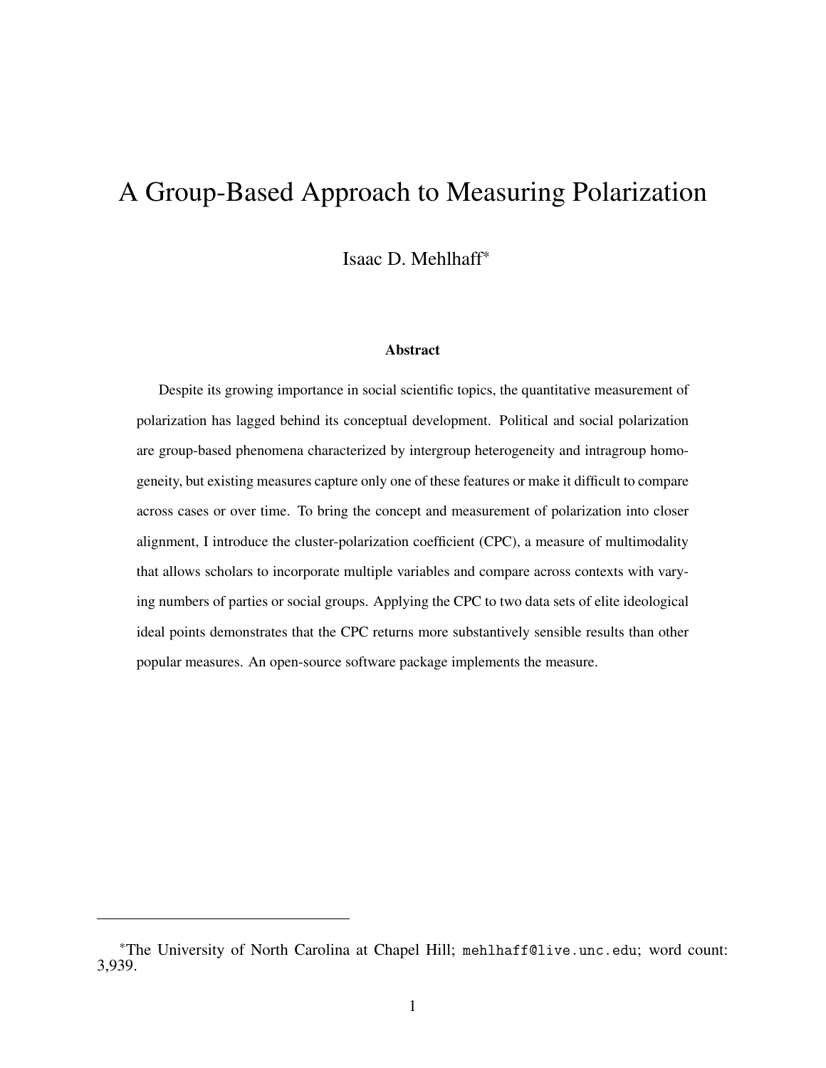# A Group-Based Approach to Measuring Polarization

Isaac D. Mehlhaff*

### Abstract

Despite its growing importance in social scientific topics, the quantitative measurement of polarization has lagged behind its conceptual development. Political and social polarization are group-based phenomena characterized by intergroup heterogeneity and intragroup homogeneity, but existing measures capture only one of these features or make it difficult to compare across cases or over time. To bring the concept and measurement of polarization into closer alignment, I introduce the cluster-polarization coefficient (CPC), a measure of multimodality that allows scholars to incorporate multiple variables and compare across contexts with varying numbers of parties or social groups. Applying the CPC to two data sets of elite ideological ideal points demonstrates that the CPC returns more substantively sensible results than other popular measures. An open-source software package implements the measure.

---

*The University of North Carolina at Chapel Hill; mehlhaff@live.unc.edu; word count: 3,939.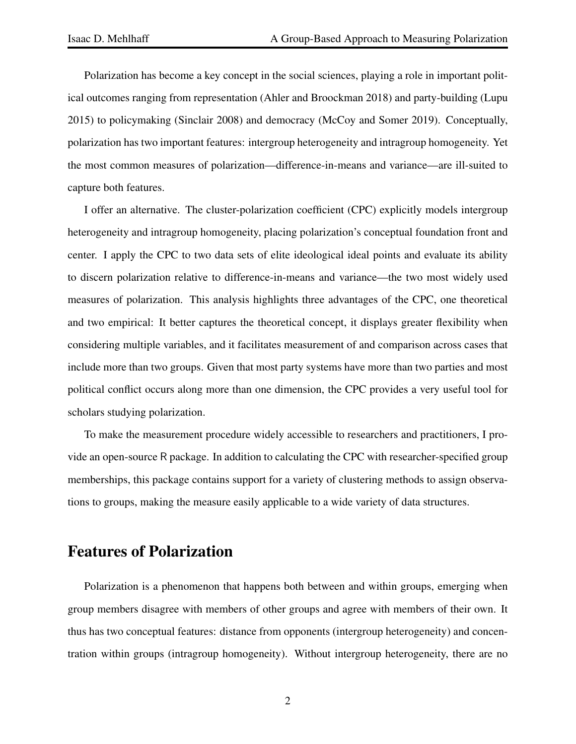Polarization has become a key concept in the social sciences, playing a role in important political outcomes ranging from representation (Ahler and Broockman 2018) and party-building (Lupu 2015) to policymaking (Sinclair 2008) and democracy (McCoy and Somer 2019). Conceptually, polarization has two important features: intergroup heterogeneity and intragroup homogeneity. Yet the most common measures of polarization—difference-in-means and variance—are ill-suited to capture both features.

I offer an alternative. The cluster-polarization coefficient (CPC) explicitly models intergroup heterogeneity and intragroup homogeneity, placing polarization's conceptual foundation front and center. I apply the CPC to two data sets of elite ideological ideal points and evaluate its ability to discern polarization relative to difference-in-means and variance—the two most widely used measures of polarization. This analysis highlights three advantages of the CPC, one theoretical and two empirical: It better captures the theoretical concept, it displays greater flexibility when considering multiple variables, and it facilitates measurement of and comparison across cases that include more than two groups. Given that most party systems have more than two parties and most political conflict occurs along more than one dimension, the CPC provides a very useful tool for scholars studying polarization.

To make the measurement procedure widely accessible to researchers and practitioners, I provide an open-source R package. In addition to calculating the CPC with researcher-specified group memberships, this package contains support for a variety of clustering methods to assign observations to groups, making the measure easily applicable to a wide variety of data structures.

## Features of Polarization

Polarization is a phenomenon that happens both between and within groups, emerging when group members disagree with members of other groups and agree with members of their own. It thus has two conceptual features: distance from opponents (intergroup heterogeneity) and concentration within groups (intragroup homogeneity). Without intergroup heterogeneity, there are no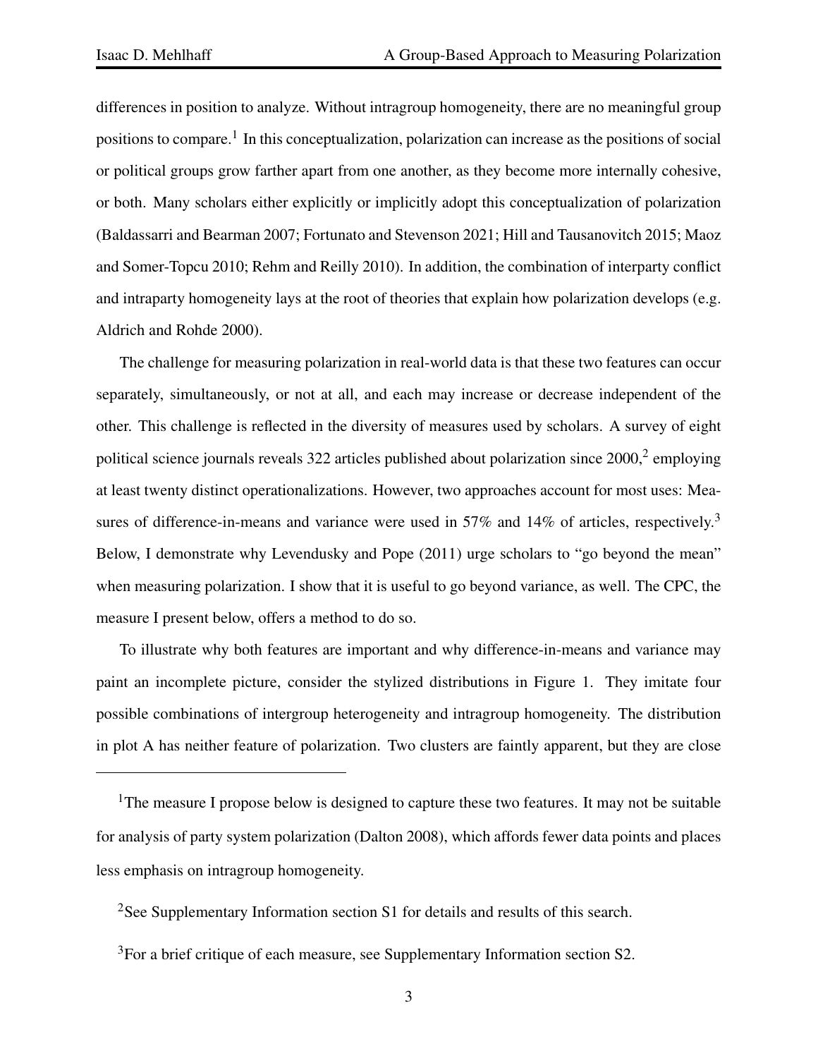differences in position to analyze. Without intragroup homogeneity, there are no meaningful group positions to compare.[1] In this conceptualization, polarization can increase as the positions of social or political groups grow farther apart from one another, as they become more internally cohesive, or both. Many scholars either explicitly or implicitly adopt this conceptualization of polarization (Baldassarri and Bearman 2007; Fortunato and Stevenson 2021; Hill and Tausanovitch 2015; Maoz and Somer-Topcu 2010; Rehm and Reilly 2010). In addition, the combination of interparty conflict and intraparty homogeneity lays at the root of theories that explain how polarization develops (e.g. Aldrich and Rohde 2000).

The challenge for measuring polarization in real-world data is that these two features can occur separately, simultaneously, or not at all, and each may increase or decrease independent of the other. This challenge is reflected in the diversity of measures used by scholars. A survey of eight political science journals reveals 322 articles published about polarization since 2000,[2] employing at least twenty distinct operationalizations. However, two approaches account for most uses: Measures of difference-in-means and variance were used in 57% and 14% of articles, respectively.[3] Below, I demonstrate why Levendusky and Pope (2011) urge scholars to "go beyond the mean" when measuring polarization. I show that it is useful to go beyond variance, as well. The CPC, the measure I present below, offers a method to do so.

To illustrate why both features are important and why difference-in-means and variance may paint an incomplete picture, consider the stylized distributions in Figure 1. They imitate four possible combinations of intergroup heterogeneity and intragroup homogeneity. The distribution in plot A has neither feature of polarization. Two clusters are faintly apparent, but they are close

---

[1] The measure I propose below is designed to capture these two features. It may not be suitable for analysis of party system polarization (Dalton 2008), which affords fewer data points and places less emphasis on intragroup homogeneity.

[2] See Supplementary Information section S1 for details and results of this search.

[3] For a brief critique of each measure, see Supplementary Information section S2.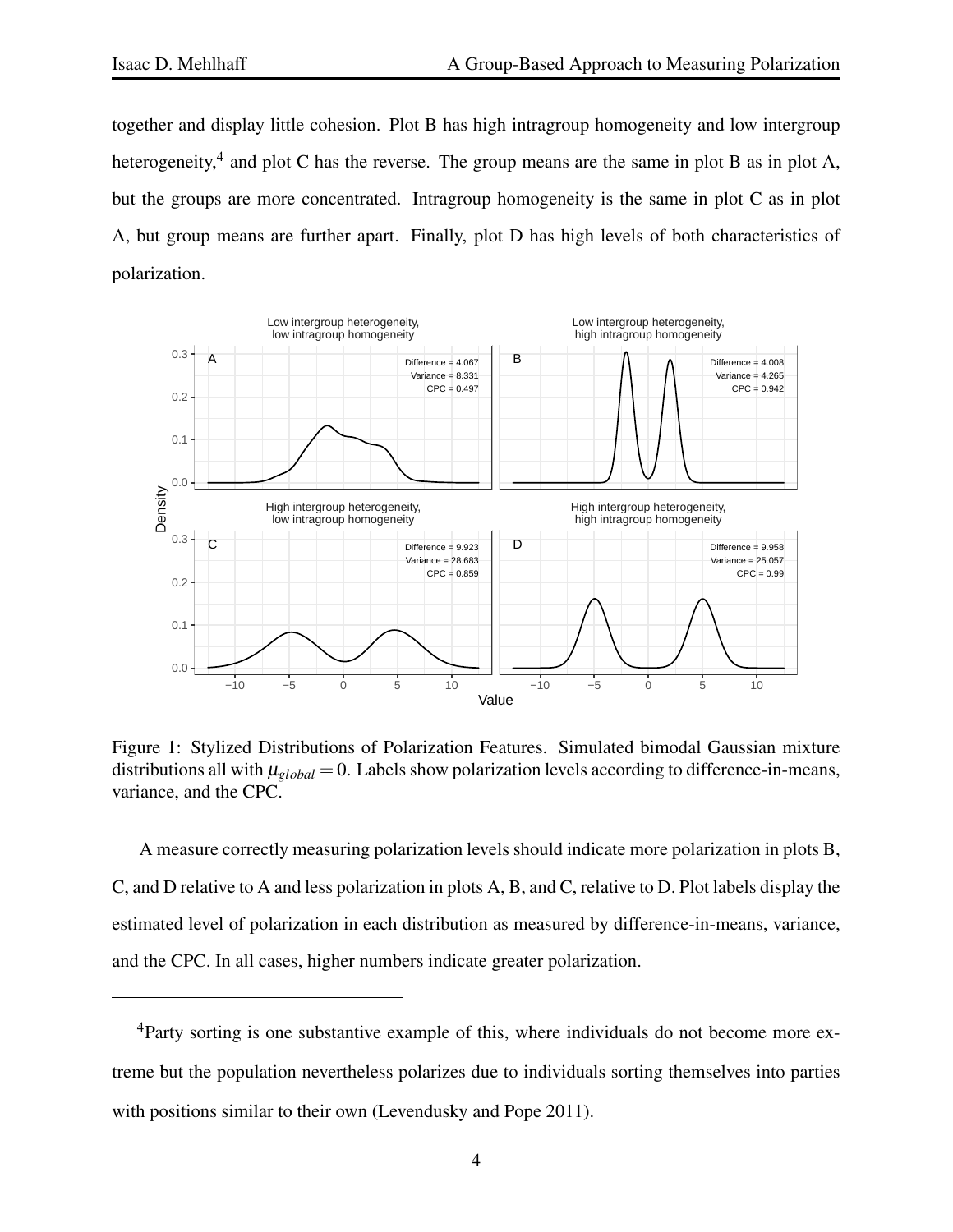together and display little cohesion. Plot B has high intragroup homogeneity and low intergroup heterogeneity,[4] and plot C has the reverse. The group means are the same in plot B as in plot A, but the groups are more concentrated. Intragroup homogeneity is the same in plot C as in plot A, but group means are further apart. Finally, plot D has high levels of both characteristics of polarization.

Figure 1: Stylized Distributions of Polarization Features. Simulated bimodal Gaussian mixture distributions all with $\mu_{global} = 0$. Labels show polarization levels according to difference-in-means, variance, and the CPC.

A measure correctly measuring polarization levels should indicate more polarization in plots B, C, and D relative to A and less polarization in plots A, B, and C, relative to D. Plot labels display the estimated level of polarization in each distribution as measured by difference-in-means, variance, and the CPC. In all cases, higher numbers indicate greater polarization.

[4] Party sorting is one substantive example of this, where individuals do not become more extreme but the population nevertheless polarizes due to individuals sorting themselves into parties with positions similar to their own (Levendusky and Pope 2011).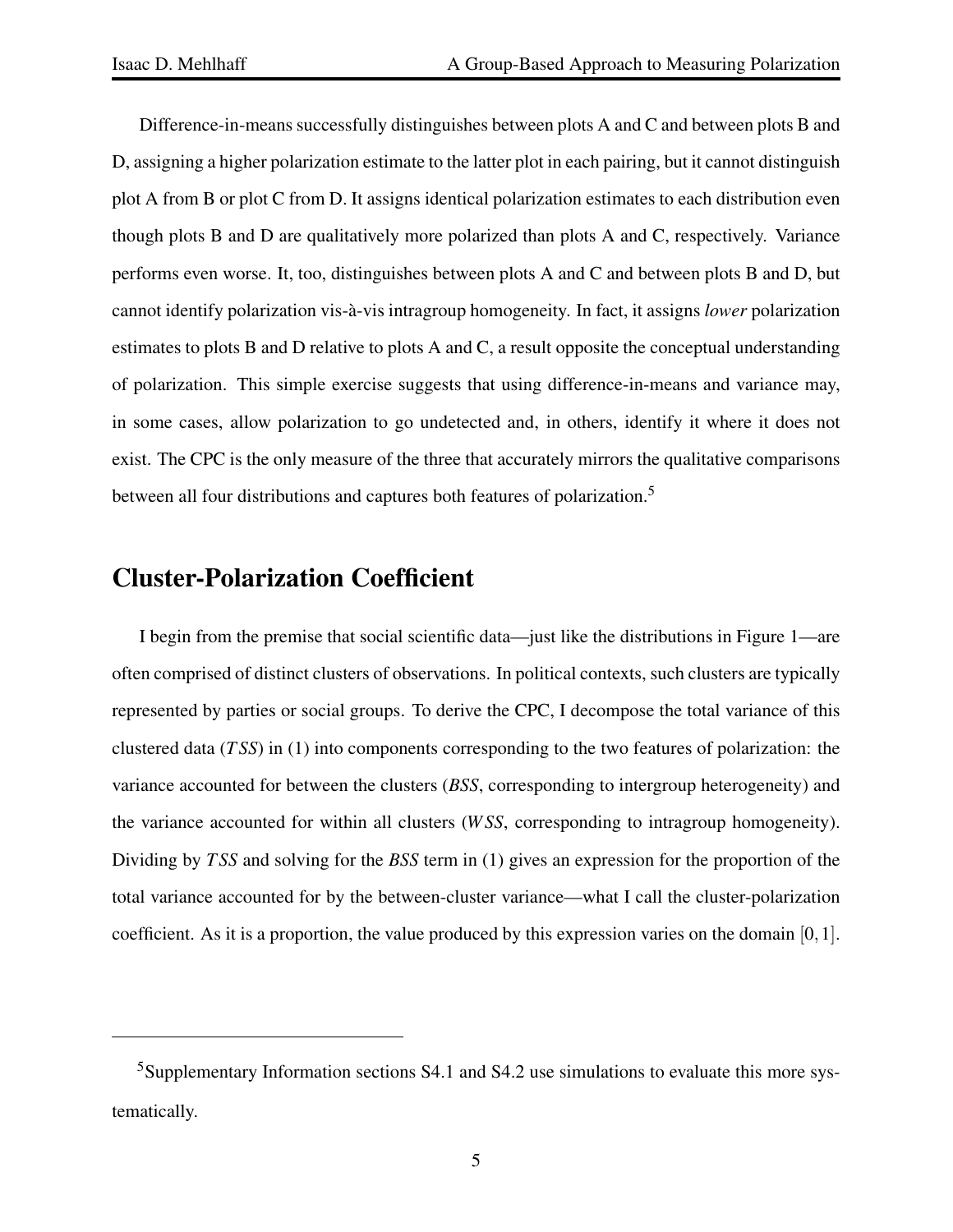Difference-in-means successfully distinguishes between plots A and C and between plots B and D, assigning a higher polarization estimate to the latter plot in each pairing, but it cannot distinguish plot A from B or plot C from D. It assigns identical polarization estimates to each distribution even though plots B and D are qualitatively more polarized than plots A and C, respectively. Variance performs even worse. It, too, distinguishes between plots A and C and between plots B and D, but cannot identify polarization vis-à-vis intragroup homogeneity. In fact, it assigns *lower* polarization estimates to plots B and D relative to plots A and C, a result opposite the conceptual understanding of polarization. This simple exercise suggests that using difference-in-means and variance may, in some cases, allow polarization to go undetected and, in others, identify it where it does not exist. The CPC is the only measure of the three that accurately mirrors the qualitative comparisons between all four distributions and captures both features of polarization.[5]

## Cluster-Polarization Coefficient

I begin from the premise that social scientific data—just like the distributions in Figure 1—are often comprised of distinct clusters of observations. In political contexts, such clusters are typically represented by parties or social groups. To derive the CPC, I decompose the total variance of this clustered data ($TSS$) in (1) into components corresponding to the two features of polarization: the variance accounted for between the clusters ($BSS$, corresponding to intergroup heterogeneity) and the variance accounted for within all clusters ($WSS$, corresponding to intragroup homogeneity). Dividing by $TSS$ and solving for the $BSS$ term in (1) gives an expression for the proportion of the total variance accounted for by the between-cluster variance—what I call the cluster-polarization coefficient. As it is a proportion, the value produced by this expression varies on the domain $[0, 1]$.

[5] Supplementary Information sections S4.1 and S4.2 use simulations to evaluate this more systematically.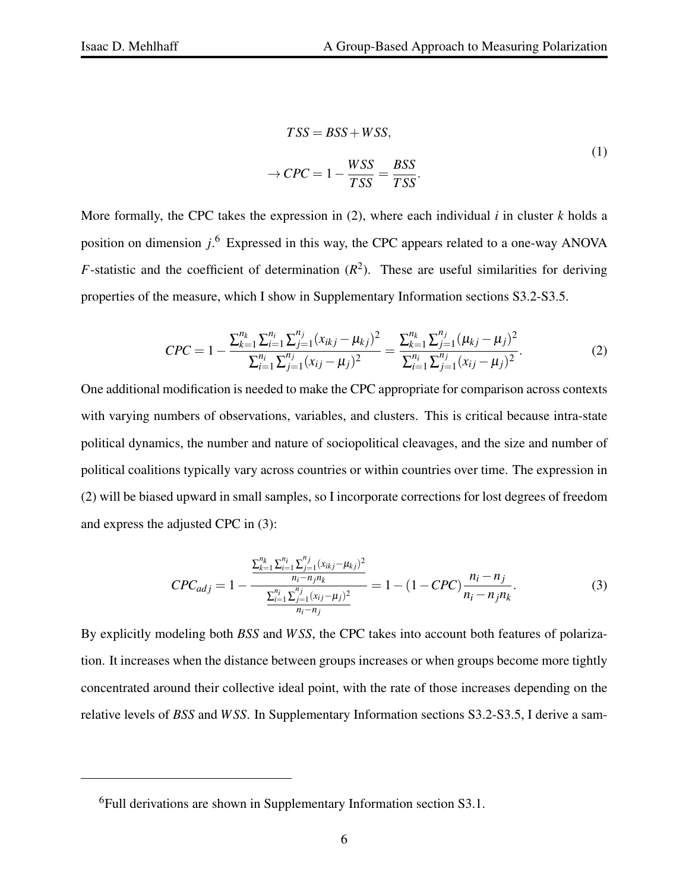$$
\begin{aligned}
TSS &= BSS + WSS, \\
\rightarrow CPC &= 1 - \frac{WSS}{TSS} = \frac{BSS}{TSS}.
\end{aligned}
\tag{1}
$$

More formally, the CPC takes the expression in (2), where each individual $i$ in cluster $k$ holds a position on dimension $j$.[6] Expressed in this way, the CPC appears related to a one-way ANOVA $F$-statistic and the coefficient of determination ($R^2$). These are useful similarities for deriving properties of the measure, which I show in Supplementary Information sections S3.2-S3.5.

$$
CPC = 1 - \frac{\sum_{k=1}^{n_k} \sum_{i=1}^{n_i} \sum_{j=1}^{n_j} (x_{ikj} - \mu_{kj})^2}{\sum_{i=1}^{n_i} \sum_{j=1}^{n_j} (x_{ij} - \mu_j)^2} = \frac{\sum_{k=1}^{n_k} \sum_{j=1}^{n_j} (\mu_{kj} - \mu_j)^2}{\sum_{i=1}^{n_i} \sum_{j=1}^{n_j} (x_{ij} - \mu_j)^2}.
\tag{2}
$$

One additional modification is needed to make the CPC appropriate for comparison across contexts with varying numbers of observations, variables, and clusters. This is critical because intra-state political dynamics, the number and nature of sociopolitical cleavages, and the size and number of political coalitions typically vary across countries or within countries over time. The expression in (2) will be biased upward in small samples, so I incorporate corrections for lost degrees of freedom and express the adjusted CPC in (3):

$$
CPC_{adj} = 1 - \frac{\frac{\sum_{k=1}^{n_k} \sum_{i=1}^{n_i} \sum_{j=1}^{n_j} (x_{ikj} - \mu_{kj})^2}{n_i - n_j n_k}}{\frac{\sum_{i=1}^{n_i} \sum_{j=1}^{n_j} (x_{ij} - \mu_j)^2}{n_i - n_j}} = 1 - (1 - CPC)\frac{n_i - n_j}{n_i - n_j n_k}.
\tag{3}
$$

By explicitly modeling both $BSS$ and $WSS$, the CPC takes into account both features of polarization. It increases when the distance between groups increases or when groups become more tightly concentrated around their collective ideal point, with the rate of those increases depending on the relative levels of $BSS$ and $WSS$. In Supplementary Information sections S3.2-S3.5, I derive a sam-

[6] Full derivations are shown in Supplementary Information section S3.1.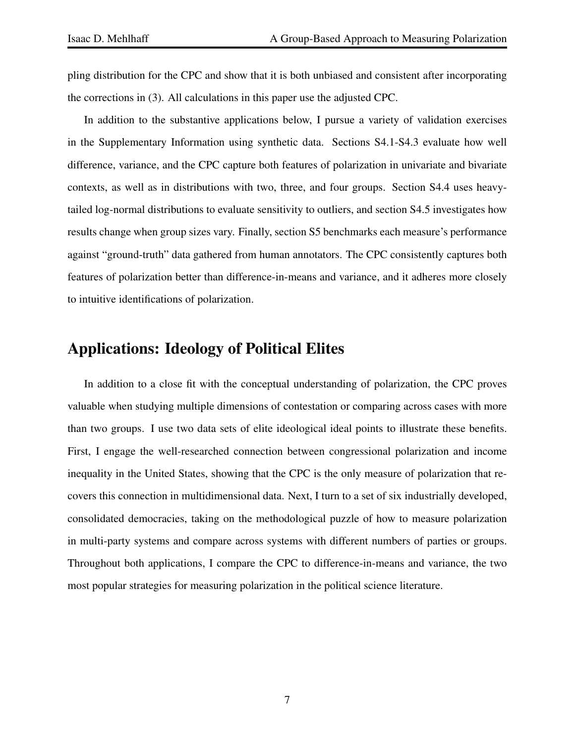pling distribution for the CPC and show that it is both unbiased and consistent after incorporating the corrections in (3). All calculations in this paper use the adjusted CPC.

In addition to the substantive applications below, I pursue a variety of validation exercises in the Supplementary Information using synthetic data. Sections S4.1-S4.3 evaluate how well difference, variance, and the CPC capture both features of polarization in univariate and bivariate contexts, as well as in distributions with two, three, and four groups. Section S4.4 uses heavy-tailed log-normal distributions to evaluate sensitivity to outliers, and section S4.5 investigates how results change when group sizes vary. Finally, section S5 benchmarks each measure's performance against "ground-truth" data gathered from human annotators. The CPC consistently captures both features of polarization better than difference-in-means and variance, and it adheres more closely to intuitive identifications of polarization.

## Applications: Ideology of Political Elites

In addition to a close fit with the conceptual understanding of polarization, the CPC proves valuable when studying multiple dimensions of contestation or comparing across cases with more than two groups. I use two data sets of elite ideological ideal points to illustrate these benefits. First, I engage the well-researched connection between congressional polarization and income inequality in the United States, showing that the CPC is the only measure of polarization that recovers this connection in multidimensional data. Next, I turn to a set of six industrially developed, consolidated democracies, taking on the methodological puzzle of how to measure polarization in multi-party systems and compare across systems with different numbers of parties or groups. Throughout both applications, I compare the CPC to difference-in-means and variance, the two most popular strategies for measuring polarization in the political science literature.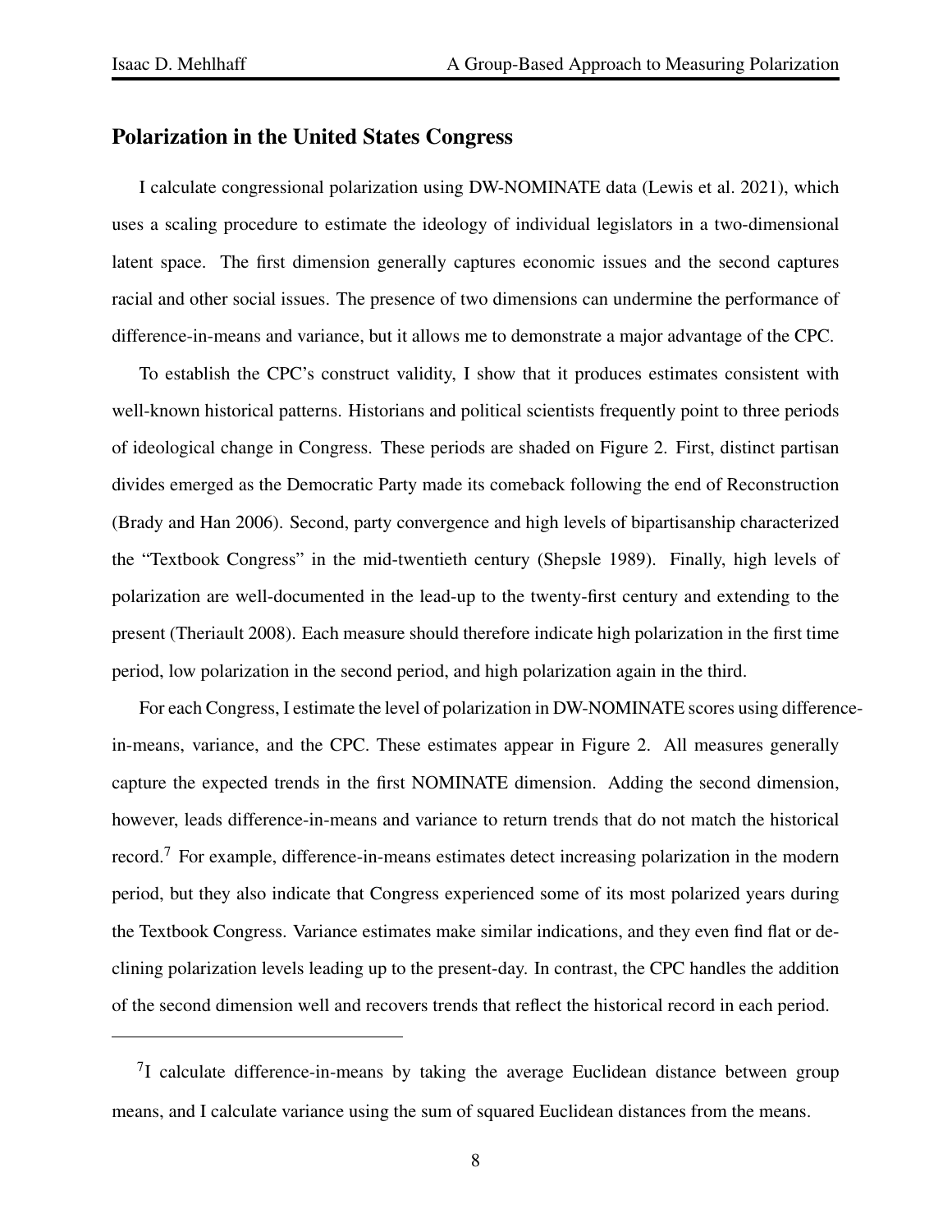## Polarization in the United States Congress

I calculate congressional polarization using DW-NOMINATE data (Lewis et al. 2021), which uses a scaling procedure to estimate the ideology of individual legislators in a two-dimensional latent space. The first dimension generally captures economic issues and the second captures racial and other social issues. The presence of two dimensions can undermine the performance of difference-in-means and variance, but it allows me to demonstrate a major advantage of the CPC.

To establish the CPC's construct validity, I show that it produces estimates consistent with well-known historical patterns. Historians and political scientists frequently point to three periods of ideological change in Congress. These periods are shaded on Figure 2. First, distinct partisan divides emerged as the Democratic Party made its comeback following the end of Reconstruction (Brady and Han 2006). Second, party convergence and high levels of bipartisanship characterized the "Textbook Congress" in the mid-twentieth century (Shepsle 1989). Finally, high levels of polarization are well-documented in the lead-up to the twenty-first century and extending to the present (Theriault 2008). Each measure should therefore indicate high polarization in the first time period, low polarization in the second period, and high polarization again in the third.

For each Congress, I estimate the level of polarization in DW-NOMINATE scores using difference-in-means, variance, and the CPC. These estimates appear in Figure 2. All measures generally capture the expected trends in the first NOMINATE dimension. Adding the second dimension, however, leads difference-in-means and variance to return trends that do not match the historical record.[7] For example, difference-in-means estimates detect increasing polarization in the modern period, but they also indicate that Congress experienced some of its most polarized years during the Textbook Congress. Variance estimates make similar indications, and they even find flat or declining polarization levels leading up to the present-day. In contrast, the CPC handles the addition of the second dimension well and recovers trends that reflect the historical record in each period.

[7] I calculate difference-in-means by taking the average Euclidean distance between group means, and I calculate variance using the sum of squared Euclidean distances from the means.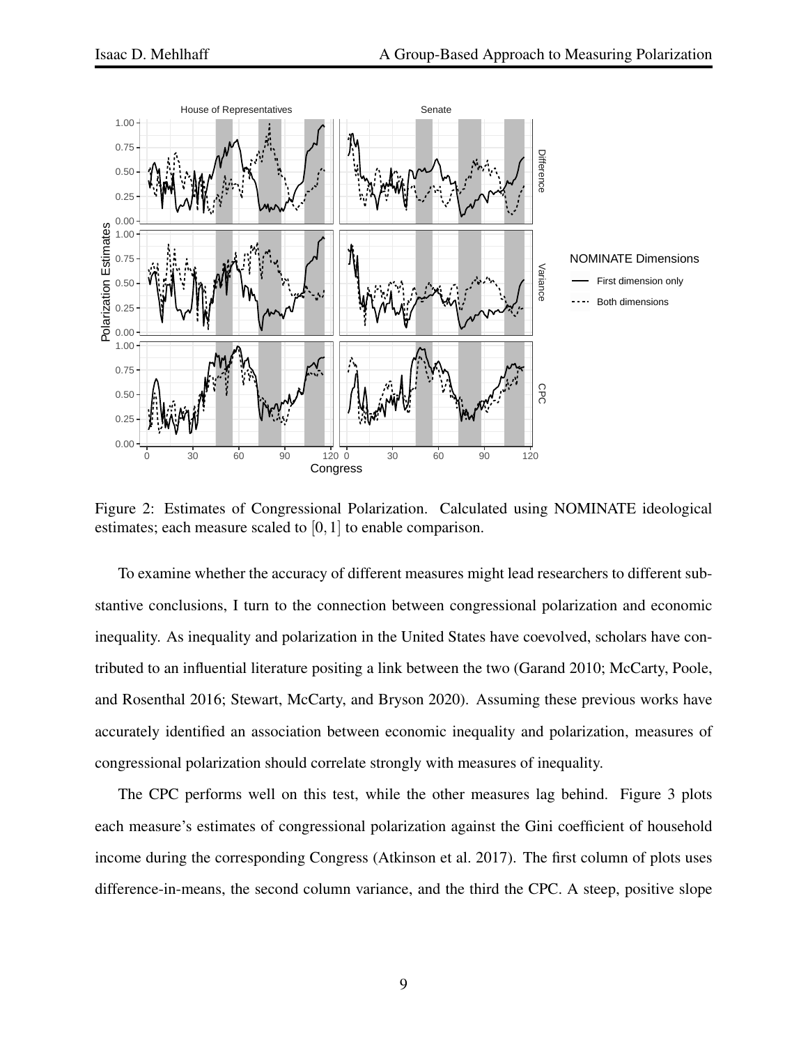Figure 2: Estimates of Congressional Polarization. Calculated using NOMINATE ideological estimates; each measure scaled to $[0, 1]$ to enable comparison.

To examine whether the accuracy of different measures might lead researchers to different substantive conclusions, I turn to the connection between congressional polarization and economic inequality. As inequality and polarization in the United States have coevolved, scholars have contributed to an influential literature positing a link between the two (Garand 2010; McCarty, Poole, and Rosenthal 2016; Stewart, McCarty, and Bryson 2020). Assuming these previous works have accurately identified an association between economic inequality and polarization, measures of congressional polarization should correlate strongly with measures of inequality.

The CPC performs well on this test, while the other measures lag behind. Figure 3 plots each measure's estimates of congressional polarization against the Gini coefficient of household income during the corresponding Congress (Atkinson et al. 2017). The first column of plots uses difference-in-means, the second column variance, and the third the CPC. A steep, positive slope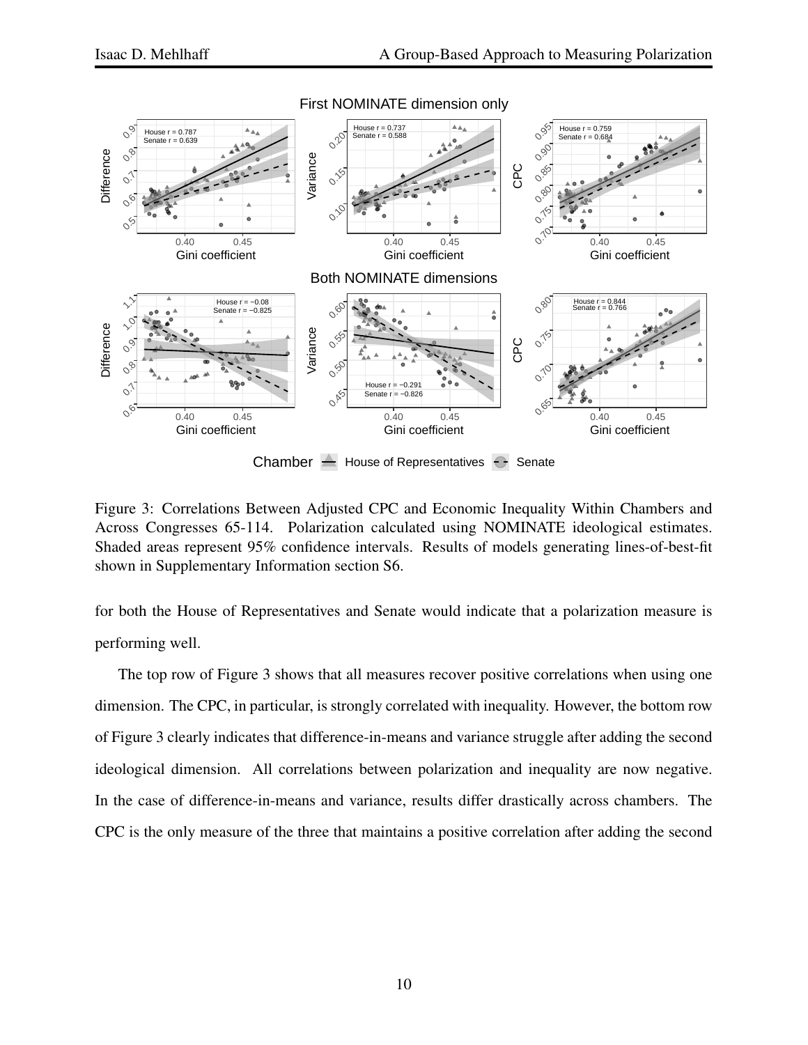Figure 3: Correlations Between Adjusted CPC and Economic Inequality Within Chambers and Across Congresses 65-114. Polarization calculated using NOMINATE ideological estimates. Shaded areas represent 95% confidence intervals. Results of models generating lines-of-best-fit shown in Supplementary Information section S6.

for both the House of Representatives and Senate would indicate that a polarization measure is performing well.

The top row of Figure 3 shows that all measures recover positive correlations when using one dimension. The CPC, in particular, is strongly correlated with inequality. However, the bottom row of Figure 3 clearly indicates that difference-in-means and variance struggle after adding the second ideological dimension. All correlations between polarization and inequality are now negative. In the case of difference-in-means and variance, results differ drastically across chambers. The CPC is the only measure of the three that maintains a positive correlation after adding the second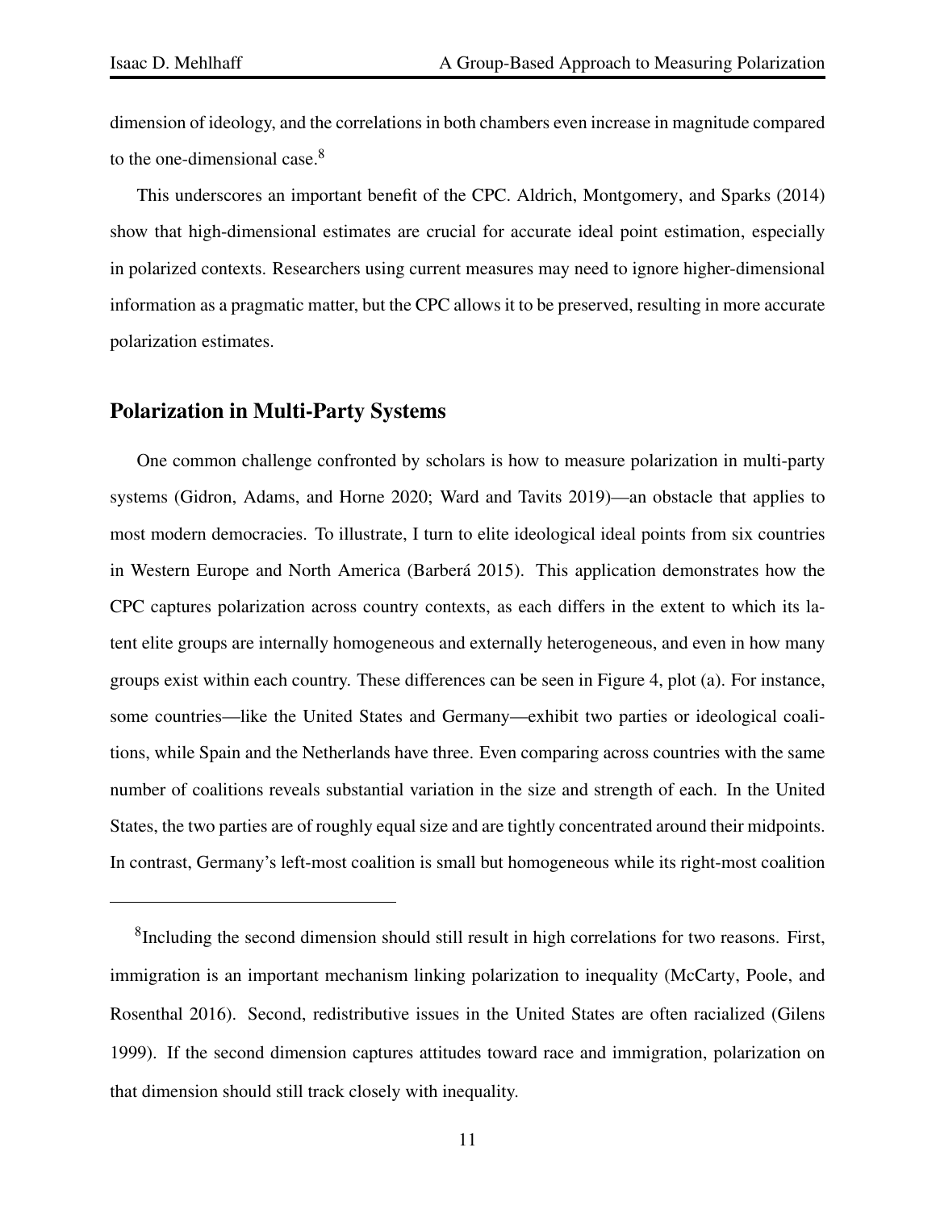dimension of ideology, and the correlations in both chambers even increase in magnitude compared to the one-dimensional case.[8]

This underscores an important benefit of the CPC. Aldrich, Montgomery, and Sparks (2014) show that high-dimensional estimates are crucial for accurate ideal point estimation, especially in polarized contexts. Researchers using current measures may need to ignore higher-dimensional information as a pragmatic matter, but the CPC allows it to be preserved, resulting in more accurate polarization estimates.

## Polarization in Multi-Party Systems

One common challenge confronted by scholars is how to measure polarization in multi-party systems (Gidron, Adams, and Horne 2020; Ward and Tavits 2019)—an obstacle that applies to most modern democracies. To illustrate, I turn to elite ideological ideal points from six countries in Western Europe and North America (Barberá 2015). This application demonstrates how the CPC captures polarization across country contexts, as each differs in the extent to which its latent elite groups are internally homogeneous and externally heterogeneous, and even in how many groups exist within each country. These differences can be seen in Figure 4, plot (a). For instance, some countries—like the United States and Germany—exhibit two parties or ideological coalitions, while Spain and the Netherlands have three. Even comparing across countries with the same number of coalitions reveals substantial variation in the size and strength of each. In the United States, the two parties are of roughly equal size and are tightly concentrated around their midpoints. In contrast, Germany's left-most coalition is small but homogeneous while its right-most coalition

[8] Including the second dimension should still result in high correlations for two reasons. First, immigration is an important mechanism linking polarization to inequality (McCarty, Poole, and Rosenthal 2016). Second, redistributive issues in the United States are often racialized (Gilens 1999). If the second dimension captures attitudes toward race and immigration, polarization on that dimension should still track closely with inequality.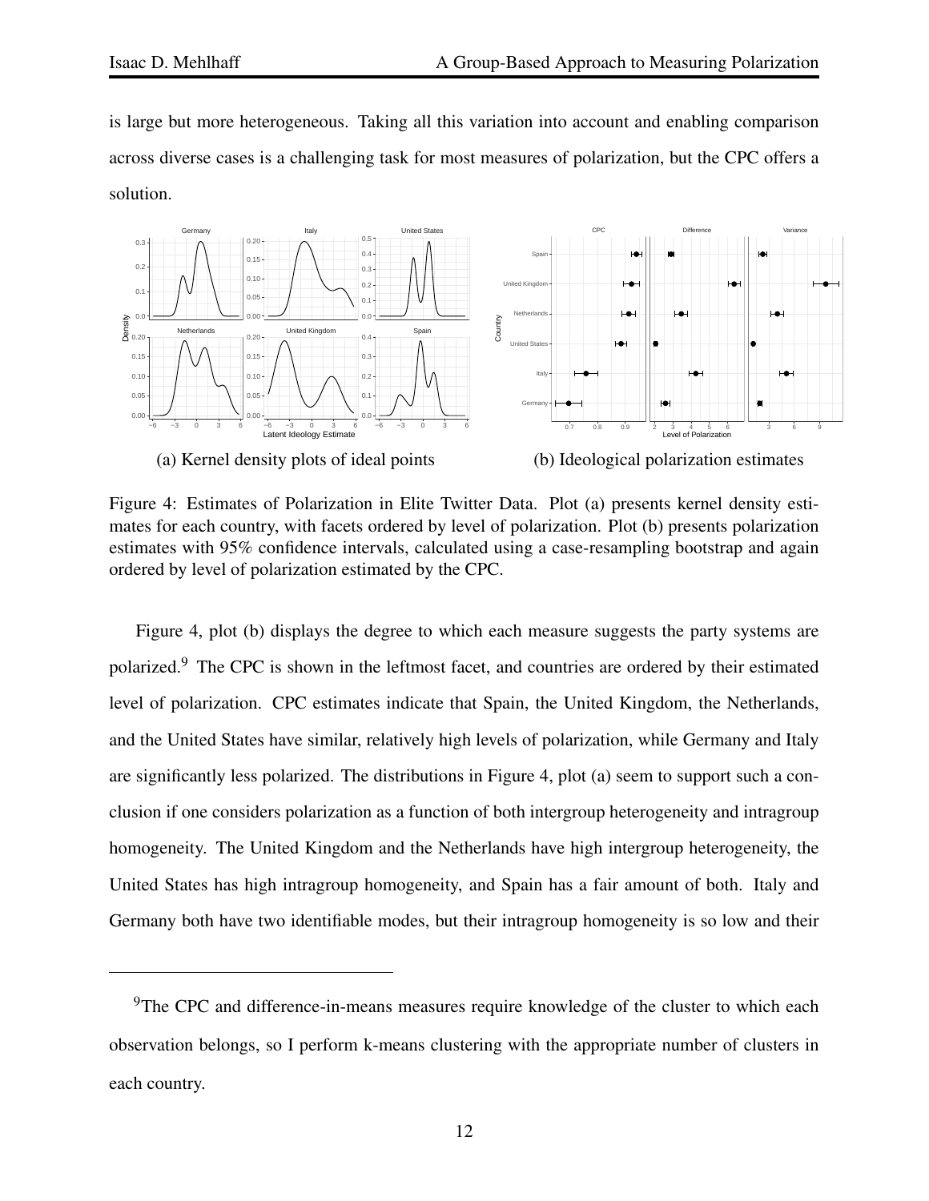is large but more heterogeneous. Taking all this variation into account and enabling comparison across diverse cases is a challenging task for most measures of polarization, but the CPC offers a solution.

(a) Kernel density plots of ideal points

(b) Ideological polarization estimates

Figure 4: Estimates of Polarization in Elite Twitter Data. Plot (a) presents kernel density estimates for each country, with facets ordered by level of polarization. Plot (b) presents polarization estimates with 95% confidence intervals, calculated using a case-resampling bootstrap and again ordered by level of polarization estimated by the CPC.

Figure 4, plot (b) displays the degree to which each measure suggests the party systems are polarized.[9] The CPC is shown in the leftmost facet, and countries are ordered by their estimated level of polarization. CPC estimates indicate that Spain, the United Kingdom, the Netherlands, and the United States have similar, relatively high levels of polarization, while Germany and Italy are significantly less polarized. The distributions in Figure 4, plot (a) seem to support such a conclusion if one considers polarization as a function of both intergroup heterogeneity and intragroup homogeneity. The United Kingdom and the Netherlands have high intergroup heterogeneity, the United States has high intragroup homogeneity, and Spain has a fair amount of both. Italy and Germany both have two identifiable modes, but their intragroup homogeneity is so low and their

[9]The CPC and difference-in-means measures require knowledge of the cluster to which each observation belongs, so I perform k-means clustering with the appropriate number of clusters in each country.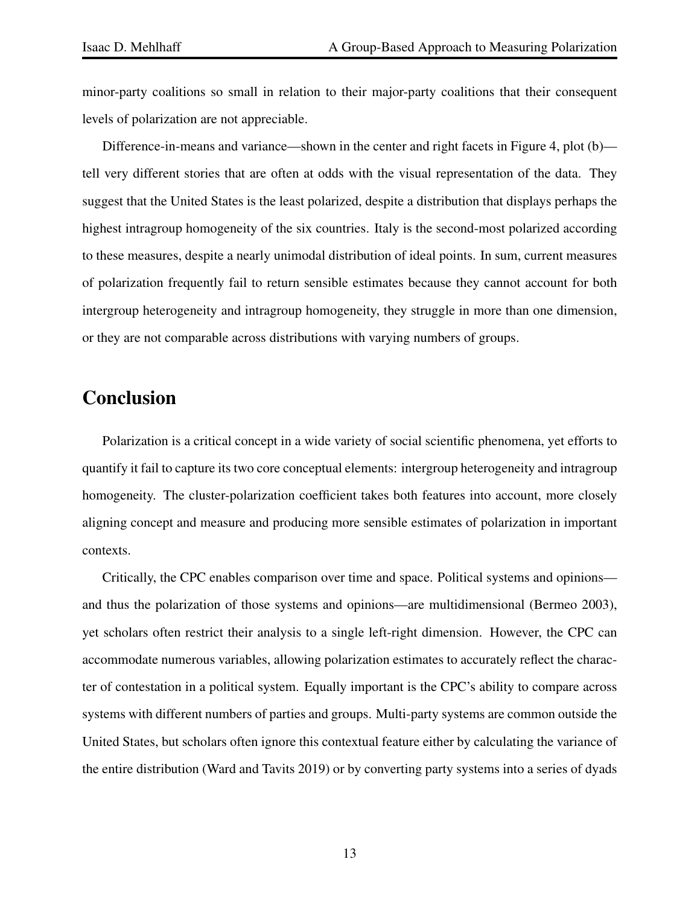minor-party coalitions so small in relation to their major-party coalitions that their consequent levels of polarization are not appreciable.

Difference-in-means and variance—shown in the center and right facets in Figure 4, plot (b)—tell very different stories that are often at odds with the visual representation of the data. They suggest that the United States is the least polarized, despite a distribution that displays perhaps the highest intragroup homogeneity of the six countries. Italy is the second-most polarized according to these measures, despite a nearly unimodal distribution of ideal points. In sum, current measures of polarization frequently fail to return sensible estimates because they cannot account for both intergroup heterogeneity and intragroup homogeneity, they struggle in more than one dimension, or they are not comparable across distributions with varying numbers of groups.

# Conclusion

Polarization is a critical concept in a wide variety of social scientific phenomena, yet efforts to quantify it fail to capture its two core conceptual elements: intergroup heterogeneity and intragroup homogeneity. The cluster-polarization coefficient takes both features into account, more closely aligning concept and measure and producing more sensible estimates of polarization in important contexts.

Critically, the CPC enables comparison over time and space. Political systems and opinions—and thus the polarization of those systems and opinions—are multidimensional (Bermeo 2003), yet scholars often restrict their analysis to a single left-right dimension. However, the CPC can accommodate numerous variables, allowing polarization estimates to accurately reflect the character of contestation in a political system. Equally important is the CPC's ability to compare across systems with different numbers of parties and groups. Multi-party systems are common outside the United States, but scholars often ignore this contextual feature either by calculating the variance of the entire distribution (Ward and Tavits 2019) or by converting party systems into a series of dyads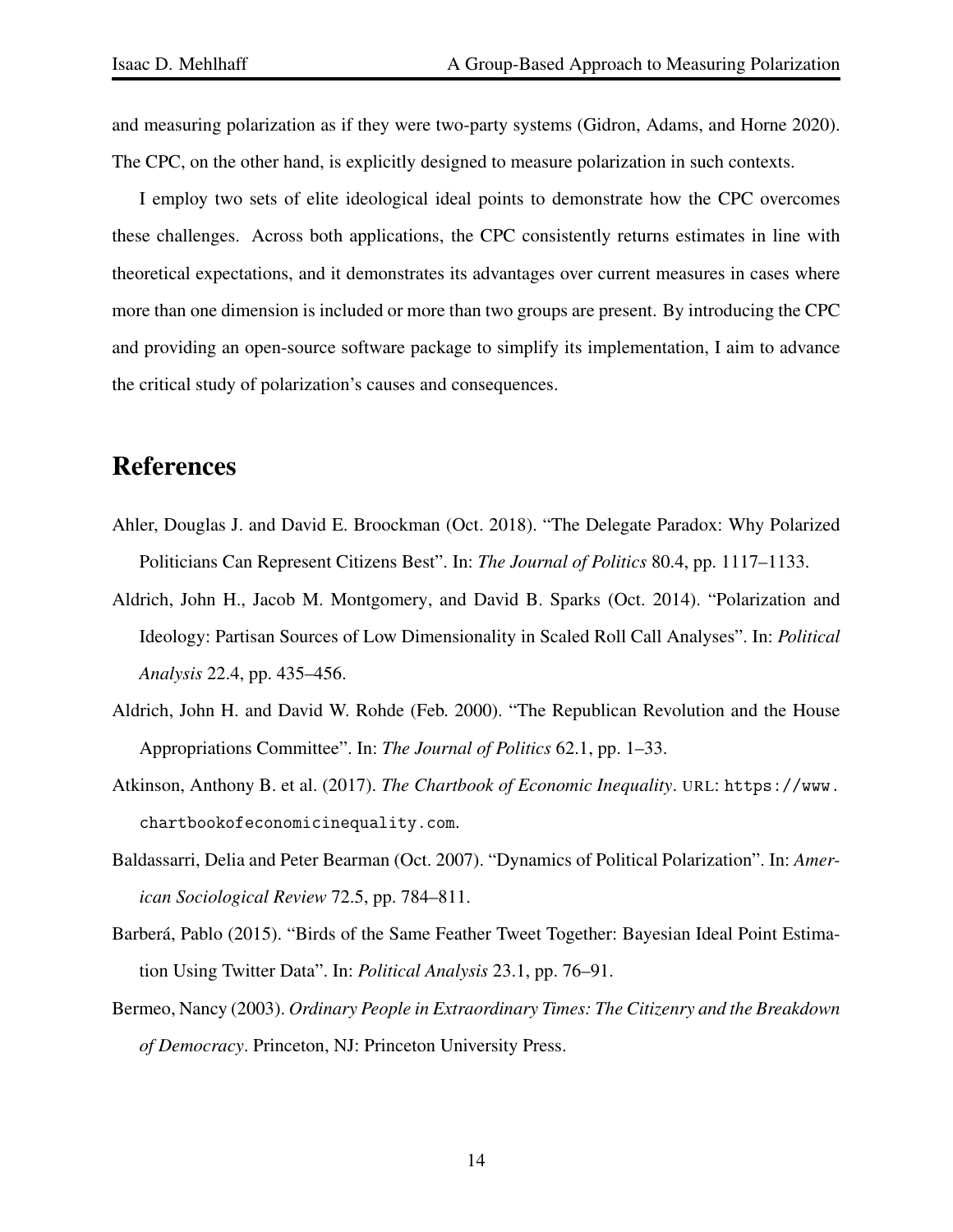and measuring polarization as if they were two-party systems (Gidron, Adams, and Horne 2020). The CPC, on the other hand, is explicitly designed to measure polarization in such contexts.

I employ two sets of elite ideological ideal points to demonstrate how the CPC overcomes these challenges. Across both applications, the CPC consistently returns estimates in line with theoretical expectations, and it demonstrates its advantages over current measures in cases where more than one dimension is included or more than two groups are present. By introducing the CPC and providing an open-source software package to simplify its implementation, I aim to advance the critical study of polarization's causes and consequences.

# References

Ahler, Douglas J. and David E. Broockman (Oct. 2018). "The Delegate Paradox: Why Polarized Politicians Can Represent Citizens Best". In: *The Journal of Politics* 80.4, pp. 1117–1133.

Aldrich, John H., Jacob M. Montgomery, and David B. Sparks (Oct. 2014). "Polarization and Ideology: Partisan Sources of Low Dimensionality in Scaled Roll Call Analyses". In: *Political Analysis* 22.4, pp. 435–456.

Aldrich, John H. and David W. Rohde (Feb. 2000). "The Republican Revolution and the House Appropriations Committee". In: *The Journal of Politics* 62.1, pp. 1–33.

Atkinson, Anthony B. et al. (2017). *The Chartbook of Economic Inequality*. URL: https://www.chartbookofeconomicinequality.com.

Baldassarri, Delia and Peter Bearman (Oct. 2007). "Dynamics of Political Polarization". In: *American Sociological Review* 72.5, pp. 784–811.

Barberá, Pablo (2015). "Birds of the Same Feather Tweet Together: Bayesian Ideal Point Estimation Using Twitter Data". In: *Political Analysis* 23.1, pp. 76–91.

Bermeo, Nancy (2003). *Ordinary People in Extraordinary Times: The Citizenry and the Breakdown of Democracy*. Princeton, NJ: Princeton University Press.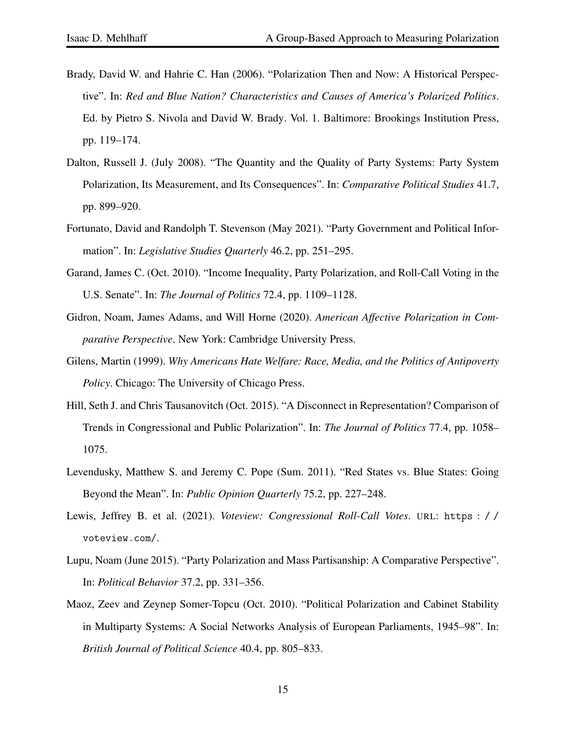Brady, David W. and Hahrie C. Han (2006). "Polarization Then and Now: A Historical Perspective". In: *Red and Blue Nation? Characteristics and Causes of America's Polarized Politics*. Ed. by Pietro S. Nivola and David W. Brady. Vol. 1. Baltimore: Brookings Institution Press, pp. 119–174.

Dalton, Russell J. (July 2008). "The Quantity and the Quality of Party Systems: Party System Polarization, Its Measurement, and Its Consequences". In: *Comparative Political Studies* 41.7, pp. 899–920.

Fortunato, David and Randolph T. Stevenson (May 2021). "Party Government and Political Information". In: *Legislative Studies Quarterly* 46.2, pp. 251–295.

Garand, James C. (Oct. 2010). "Income Inequality, Party Polarization, and Roll-Call Voting in the U.S. Senate". In: *The Journal of Politics* 72.4, pp. 1109–1128.

Gidron, Noam, James Adams, and Will Horne (2020). *American Affective Polarization in Comparative Perspective*. New York: Cambridge University Press.

Gilens, Martin (1999). *Why Americans Hate Welfare: Race, Media, and the Politics of Antipoverty Policy*. Chicago: The University of Chicago Press.

Hill, Seth J. and Chris Tausanovitch (Oct. 2015). "A Disconnect in Representation? Comparison of Trends in Congressional and Public Polarization". In: *The Journal of Politics* 77.4, pp. 1058–1075.

Levendusky, Matthew S. and Jeremy C. Pope (Sum. 2011). "Red States vs. Blue States: Going Beyond the Mean". In: *Public Opinion Quarterly* 75.2, pp. 227–248.

Lewis, Jeffrey B. et al. (2021). *Voteview: Congressional Roll-Call Votes*. URL: https://voteview.com/.

Lupu, Noam (June 2015). "Party Polarization and Mass Partisanship: A Comparative Perspective". In: *Political Behavior* 37.2, pp. 331–356.

Maoz, Zeev and Zeynep Somer-Topcu (Oct. 2010). "Political Polarization and Cabinet Stability in Multiparty Systems: A Social Networks Analysis of European Parliaments, 1945–98". In: *British Journal of Political Science* 40.4, pp. 805–833.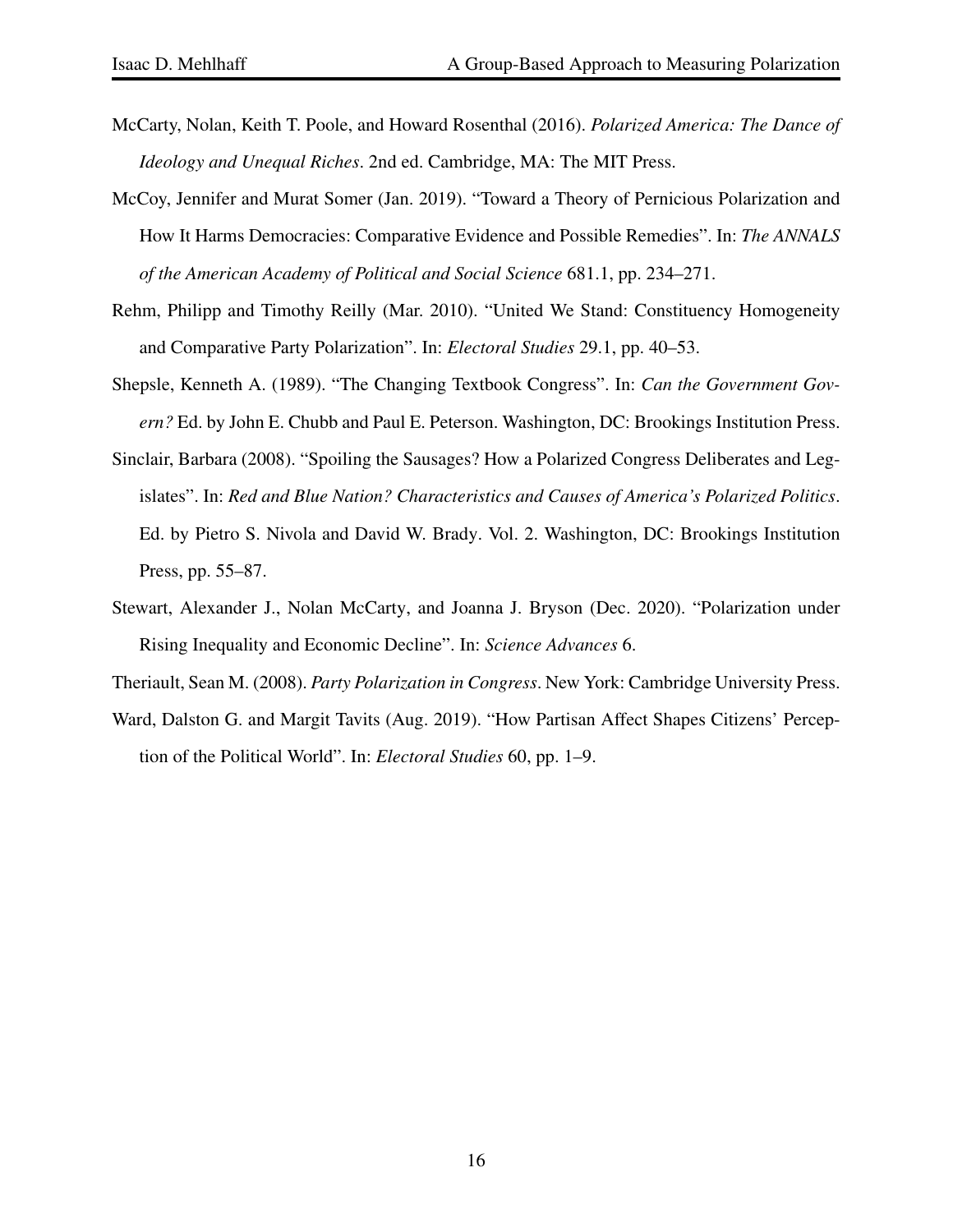McCarty, Nolan, Keith T. Poole, and Howard Rosenthal (2016). *Polarized America: The Dance of Ideology and Unequal Riches*. 2nd ed. Cambridge, MA: The MIT Press.

McCoy, Jennifer and Murat Somer (Jan. 2019). "Toward a Theory of Pernicious Polarization and How It Harms Democracies: Comparative Evidence and Possible Remedies". In: *The ANNALS of the American Academy of Political and Social Science* 681.1, pp. 234–271.

Rehm, Philipp and Timothy Reilly (Mar. 2010). "United We Stand: Constituency Homogeneity and Comparative Party Polarization". In: *Electoral Studies* 29.1, pp. 40–53.

Shepsle, Kenneth A. (1989). "The Changing Textbook Congress". In: *Can the Government Govern?* Ed. by John E. Chubb and Paul E. Peterson. Washington, DC: Brookings Institution Press.

Sinclair, Barbara (2008). "Spoiling the Sausages? How a Polarized Congress Deliberates and Legislates". In: *Red and Blue Nation? Characteristics and Causes of America's Polarized Politics*. Ed. by Pietro S. Nivola and David W. Brady. Vol. 2. Washington, DC: Brookings Institution Press, pp. 55–87.

Stewart, Alexander J., Nolan McCarty, and Joanna J. Bryson (Dec. 2020). "Polarization under Rising Inequality and Economic Decline". In: *Science Advances* 6.

Theriault, Sean M. (2008). *Party Polarization in Congress*. New York: Cambridge University Press.

Ward, Dalston G. and Margit Tavits (Aug. 2019). "How Partisan Affect Shapes Citizens' Perception of the Political World". In: *Electoral Studies* 60, pp. 1–9.